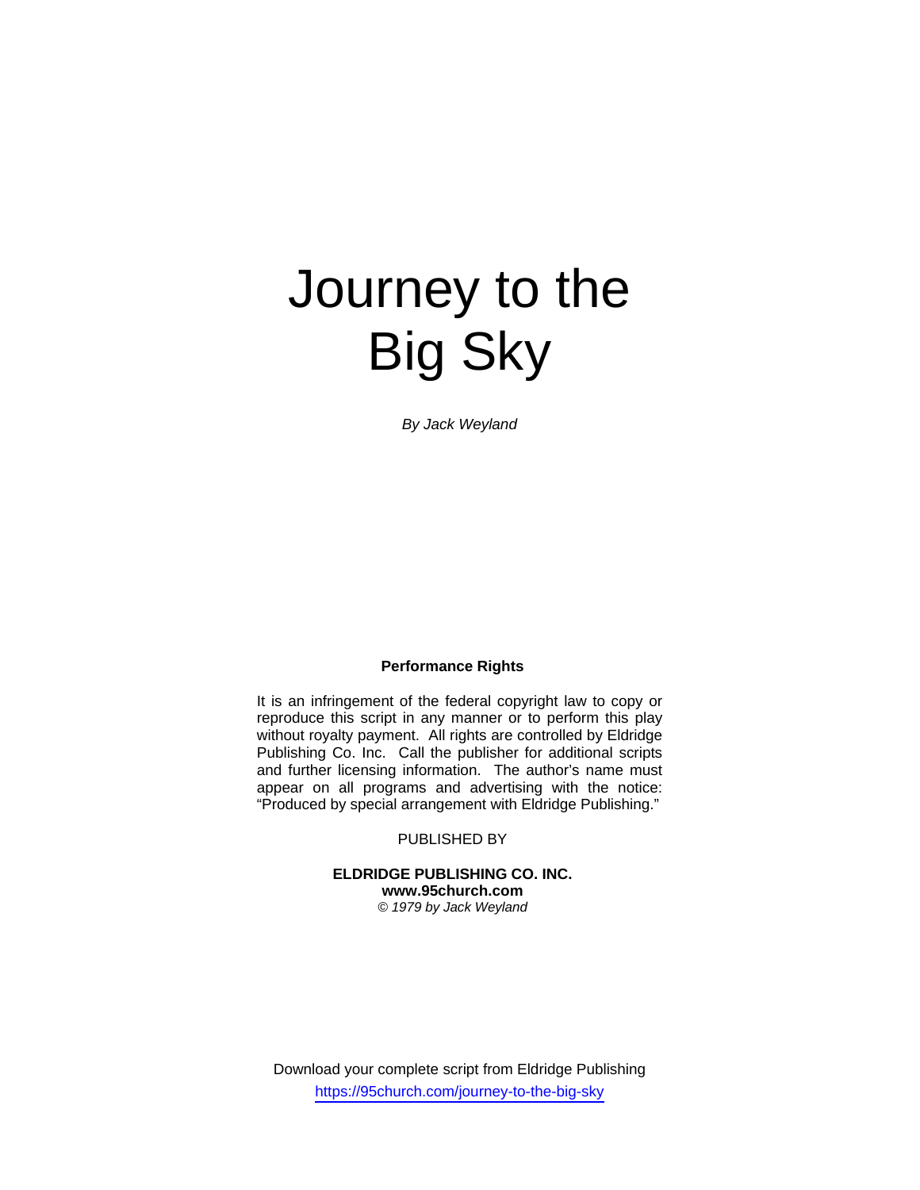# Journey to the Big Sky

*By Jack Weyland*

**Performance Rights**

It is an infringement of the federal copyright law to copy or reproduce this script in any manner or to perform this play without royalty payment. All rights are controlled by Eldridge Publishing Co. Inc. Call the publisher for additional scripts and further licensing information. The author's name must appear on all programs and advertising with the notice: "Produced by special arrangement with Eldridge Publishing."

PUBLISHED BY

**ELDRIDGE PUBLISHING CO. INC.**
**www.95church.com**
*© 1979 by Jack Weyland*

Download your complete script from Eldridge Publishing
https://95church.com/journey-to-the-big-sky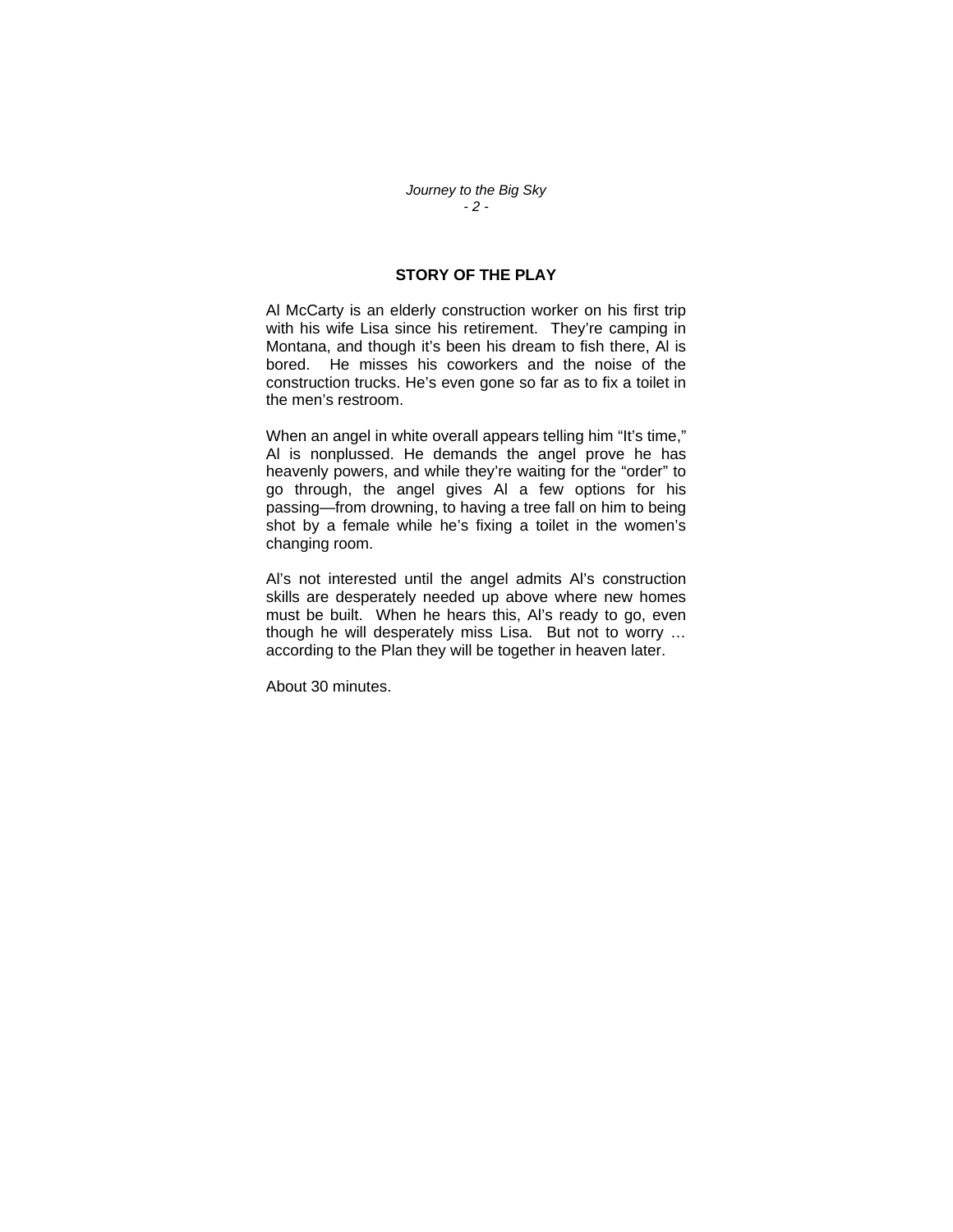## STORY OF THE PLAY

Al McCarty is an elderly construction worker on his first trip with his wife Lisa since his retirement. They're camping in Montana, and though it's been his dream to fish there, Al is bored. He misses his coworkers and the noise of the construction trucks. He's even gone so far as to fix a toilet in the men's restroom.

When an angel in white overall appears telling him "It's time," Al is nonplussed. He demands the angel prove he has heavenly powers, and while they're waiting for the "order" to go through, the angel gives Al a few options for his passing—from drowning, to having a tree fall on him to being shot by a female while he's fixing a toilet in the women's changing room.

Al's not interested until the angel admits Al's construction skills are desperately needed up above where new homes must be built. When he hears this, Al's ready to go, even though he will desperately miss Lisa. But not to worry … according to the Plan they will be together in heaven later.

About 30 minutes.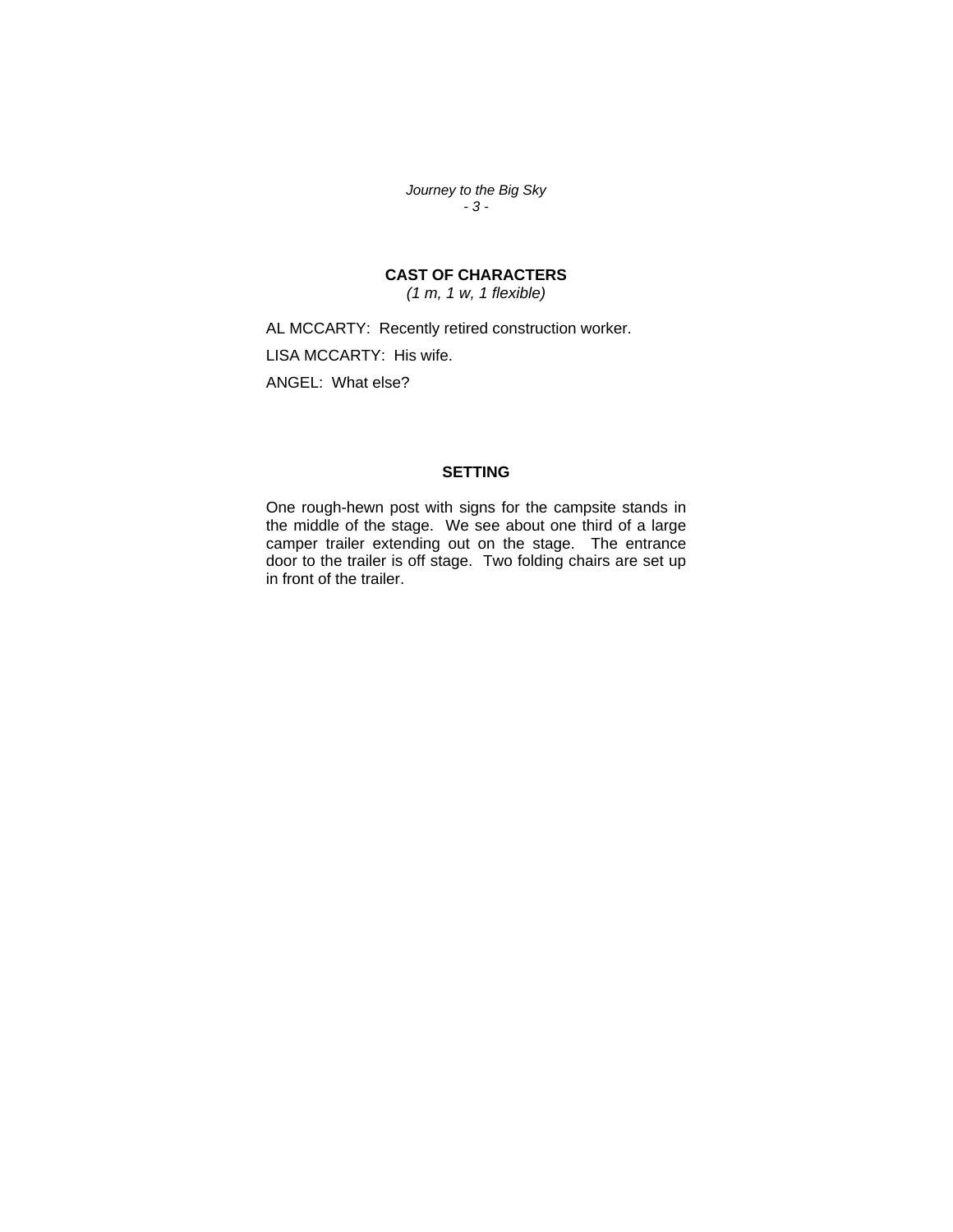## CAST OF CHARACTERS

*(1 m, 1 w, 1 flexible)*

AL MCCARTY: Recently retired construction worker.

LISA MCCARTY: His wife.

ANGEL: What else?

## SETTING

One rough-hewn post with signs for the campsite stands in the middle of the stage. We see about one third of a large camper trailer extending out on the stage. The entrance door to the trailer is off stage. Two folding chairs are set up in front of the trailer.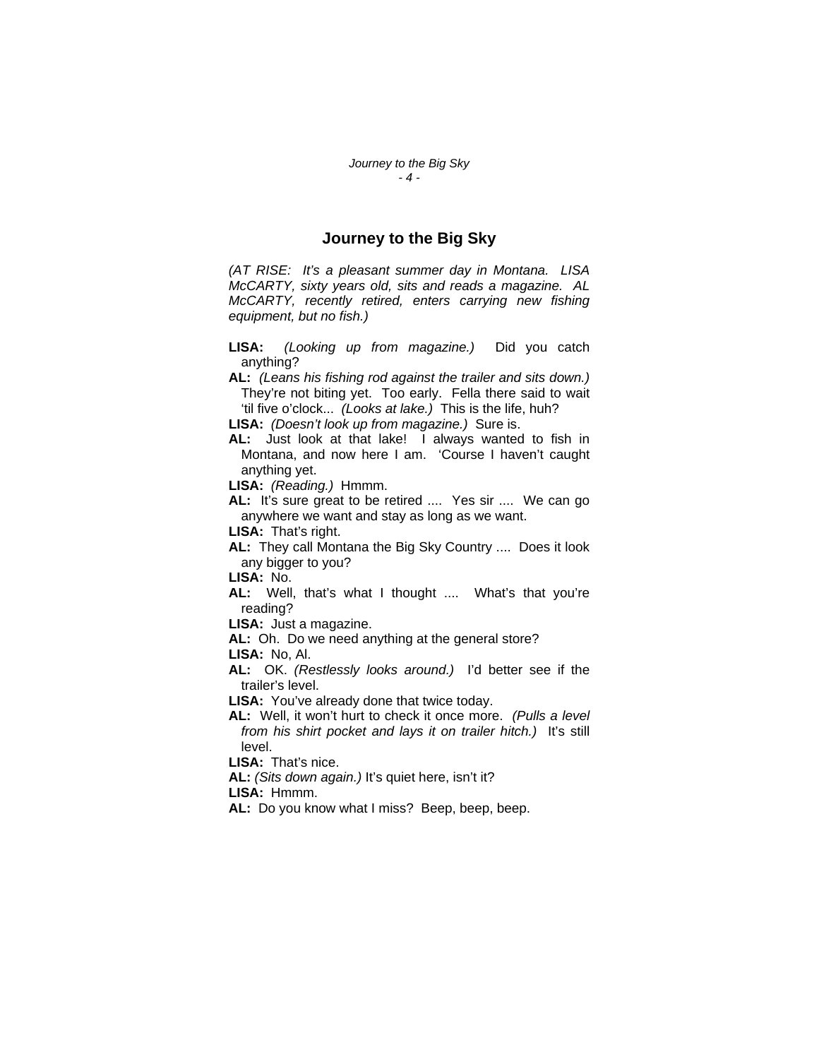# Journey to the Big Sky

*(AT RISE: It's a pleasant summer day in Montana. LISA McCARTY, sixty years old, sits and reads a magazine. AL McCARTY, recently retired, enters carrying new fishing equipment, but no fish.)*

**LISA:** *(Looking up from magazine.)* Did you catch anything?

**AL:** *(Leans his fishing rod against the trailer and sits down.)* They're not biting yet. Too early. Fella there said to wait 'til five o'clock... *(Looks at lake.)* This is the life, huh?

**LISA:** *(Doesn't look up from magazine.)* Sure is.

**AL:** Just look at that lake! I always wanted to fish in Montana, and now here I am. 'Course I haven't caught anything yet.

**LISA:** *(Reading.)* Hmmm.

**AL:** It's sure great to be retired .... Yes sir .... We can go anywhere we want and stay as long as we want.

**LISA:** That's right.

**AL:** They call Montana the Big Sky Country .... Does it look any bigger to you?

**LISA:** No.

**AL:** Well, that's what I thought .... What's that you're reading?

**LISA:** Just a magazine.

**AL:** Oh. Do we need anything at the general store?

**LISA:** No, Al.

**AL:** OK. *(Restlessly looks around.)* I'd better see if the trailer's level.

**LISA:** You've already done that twice today.

**AL:** Well, it won't hurt to check it once more. *(Pulls a level from his shirt pocket and lays it on trailer hitch.)* It's still level.

**LISA:** That's nice.

**AL:** *(Sits down again.)* It's quiet here, isn't it?

**LISA:** Hmmm.

**AL:** Do you know what I miss? Beep, beep, beep.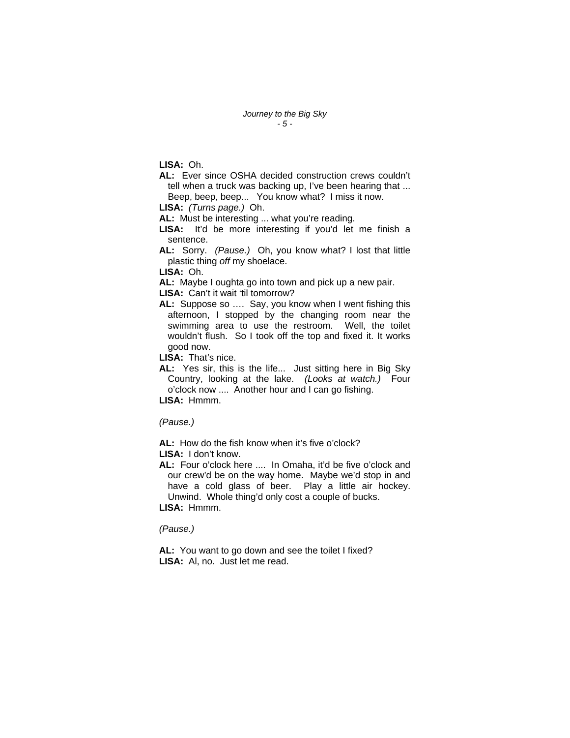**LISA:** Oh.

**AL:** Ever since OSHA decided construction crews couldn't tell when a truck was backing up, I've been hearing that ... Beep, beep, beep... You know what? I miss it now.

**LISA:** *(Turns page.)* Oh.

**AL:** Must be interesting ... what you're reading.

**LISA:** It'd be more interesting if you'd let me finish a sentence.

**AL:** Sorry. *(Pause.)* Oh, you know what? I lost that little plastic thing *off* my shoelace.

**LISA:** Oh.

**AL:** Maybe I oughta go into town and pick up a new pair.

**LISA:** Can't it wait 'til tomorrow?

**AL:** Suppose so …. Say, you know when I went fishing this afternoon, I stopped by the changing room near the swimming area to use the restroom. Well, the toilet wouldn't flush. So I took off the top and fixed it. It works good now.

**LISA:** That's nice.

**AL:** Yes sir, this is the life... Just sitting here in Big Sky Country, looking at the lake. *(Looks at watch.)* Four o'clock now .... Another hour and I can go fishing.

**LISA:** Hmmm.

*(Pause.)*

**AL:** How do the fish know when it's five o'clock?

**LISA:** I don't know.

**AL:** Four o'clock here .... In Omaha, it'd be five o'clock and our crew'd be on the way home. Maybe we'd stop in and have a cold glass of beer. Play a little air hockey. Unwind. Whole thing'd only cost a couple of bucks.

**LISA:** Hmmm.

*(Pause.)*

**AL:** You want to go down and see the toilet I fixed?

**LISA:** Al, no. Just let me read.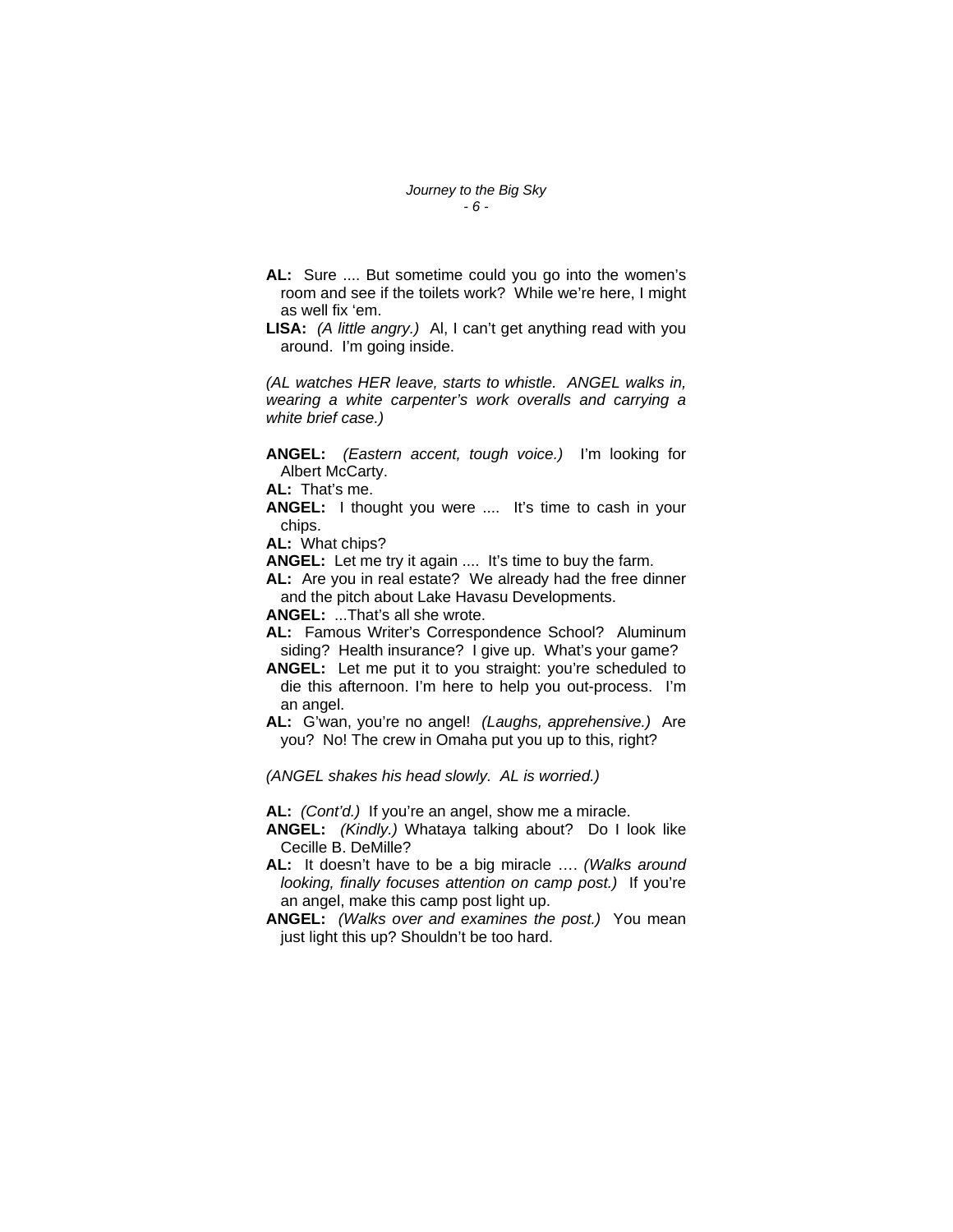**AL:** Sure .... But sometime could you go into the women's room and see if the toilets work? While we're here, I might as well fix 'em.

**LISA:** *(A little angry.)* Al, I can't get anything read with you around. I'm going inside.

*(AL watches HER leave, starts to whistle. ANGEL walks in, wearing a white carpenter's work overalls and carrying a white brief case.)*

**ANGEL:** *(Eastern accent, tough voice.)* I'm looking for Albert McCarty.

**AL:** That's me.

**ANGEL:** I thought you were .... It's time to cash in your chips.

**AL:** What chips?

**ANGEL:** Let me try it again .... It's time to buy the farm.

**AL:** Are you in real estate? We already had the free dinner and the pitch about Lake Havasu Developments.

**ANGEL:** ...That's all she wrote.

**AL:** Famous Writer's Correspondence School? Aluminum siding? Health insurance? I give up. What's your game?

**ANGEL:** Let me put it to you straight: you're scheduled to die this afternoon. I'm here to help you out-process. I'm an angel.

**AL:** G'wan, you're no angel! *(Laughs, apprehensive.)* Are you? No! The crew in Omaha put you up to this, right?

*(ANGEL shakes his head slowly. AL is worried.)*

**AL:** *(Cont'd.)* If you're an angel, show me a miracle.

**ANGEL:** *(Kindly.)* Whataya talking about? Do I look like Cecille B. DeMille?

**AL:** It doesn't have to be a big miracle …. *(Walks around looking, finally focuses attention on camp post.)* If you're an angel, make this camp post light up.

**ANGEL:** *(Walks over and examines the post.)* You mean just light this up? Shouldn't be too hard.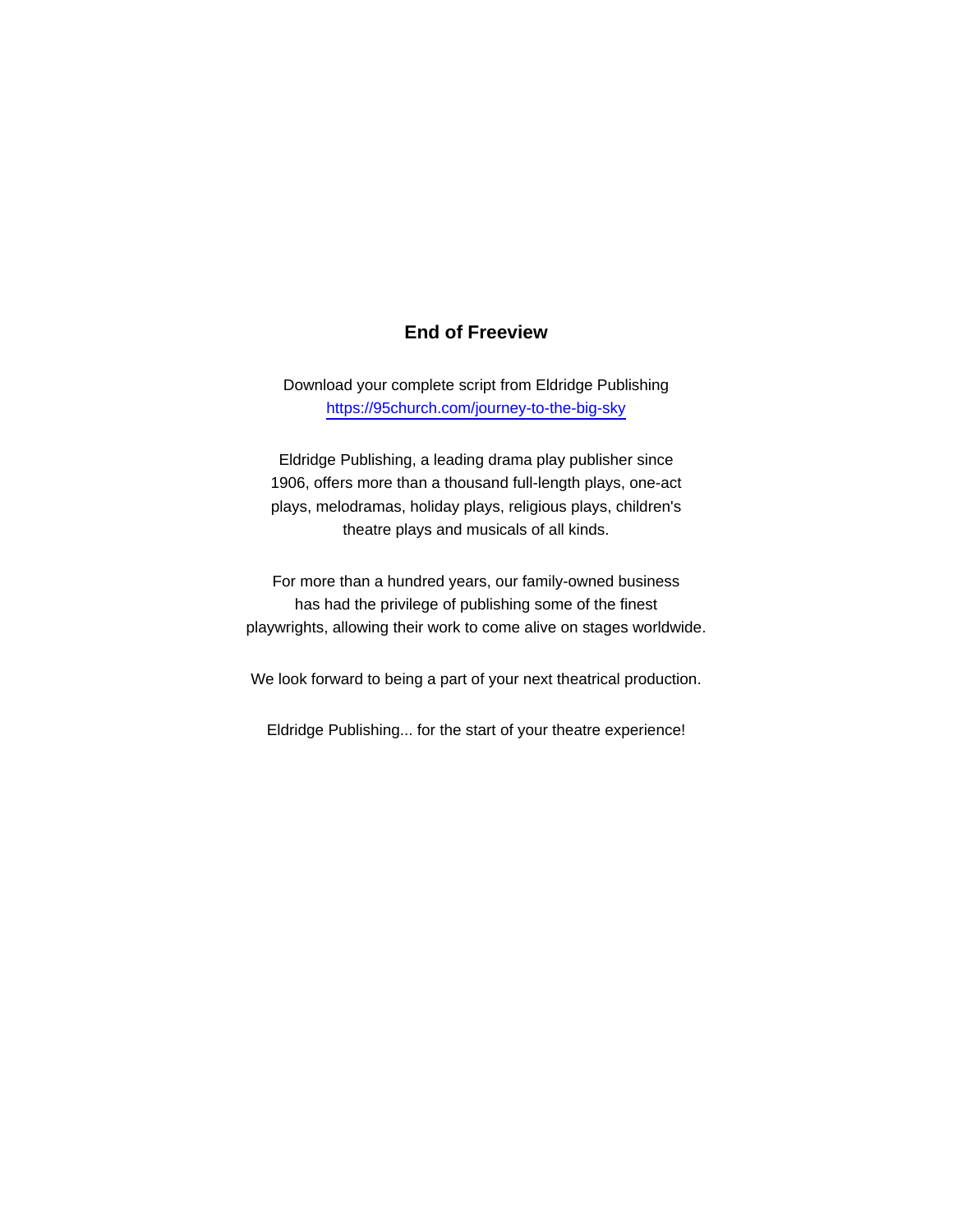## End of Freeview

Download your complete script from Eldridge Publishing
https://95church.com/journey-to-the-big-sky

Eldridge Publishing, a leading drama play publisher since 1906, offers more than a thousand full-length plays, one-act plays, melodramas, holiday plays, religious plays, children's theatre plays and musicals of all kinds.

For more than a hundred years, our family-owned business has had the privilege of publishing some of the finest playwrights, allowing their work to come alive on stages worldwide.

We look forward to being a part of your next theatrical production.

Eldridge Publishing... for the start of your theatre experience!